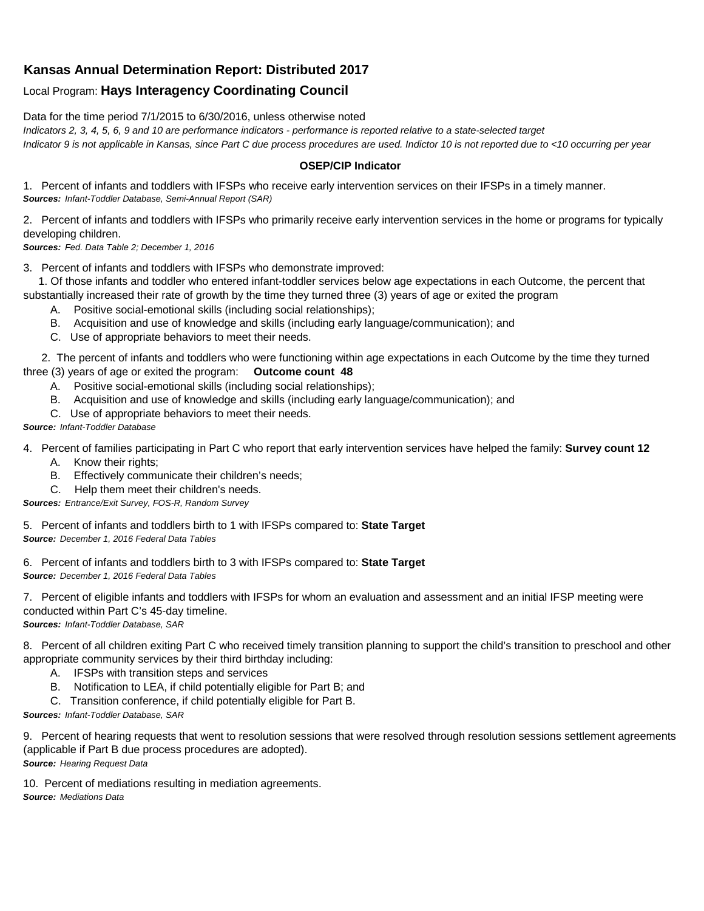## Kansas Annual Determination Report: Distributed 2017

Local Program: **Hays Interagency Coordinating Council**

Data for the time period 7/1/2015 to 6/30/2016, unless otherwise noted

*Indicators 2, 3, 4, 5, 6, 9 and 10 are performance indicators - performance is reported relative to a state-selected target*

*Indicator 9 is not applicable in Kansas, since Part C due process procedures are used. Indictor 10 is not reported due to <10 occurring per year*

### OSEP/CIP Indicator

1. Percent of infants and toddlers with IFSPs who receive early intervention services on their IFSPs in a timely manner.
***Sources:*** *Infant-Toddler Database, Semi-Annual Report (SAR)*

2. Percent of infants and toddlers with IFSPs who primarily receive early intervention services in the home or programs for typically developing children.
***Sources:*** *Fed. Data Table 2; December 1, 2016*

3. Percent of infants and toddlers with IFSPs who demonstrate improved:

   1. Of those infants and toddler who entered infant-toddler services below age expectations in each Outcome, the percent that substantially increased their rate of growth by the time they turned three (3) years of age or exited the program
      - A. Positive social-emotional skills (including social relationships);
      - B. Acquisition and use of knowledge and skills (including early language/communication); and
      - C. Use of appropriate behaviors to meet their needs.

   2. The percent of infants and toddlers who were functioning within age expectations in each Outcome by the time they turned three (3) years of age or exited the program: **Outcome count 48**
      - A. Positive social-emotional skills (including social relationships);
      - B. Acquisition and use of knowledge and skills (including early language/communication); and
      - C. Use of appropriate behaviors to meet their needs.

***Source:*** *Infant-Toddler Database*

4. Percent of families participating in Part C who report that early intervention services have helped the family: **Survey count 12**
   - A. Know their rights;
   - B. Effectively communicate their children's needs;
   - C. Help them meet their children's needs.

***Sources:*** *Entrance/Exit Survey, FOS-R, Random Survey*

5. Percent of infants and toddlers birth to 1 with IFSPs compared to: **State Target**
***Source:*** *December 1, 2016 Federal Data Tables*

6. Percent of infants and toddlers birth to 3 with IFSPs compared to: **State Target**
***Source:*** *December 1, 2016 Federal Data Tables*

7. Percent of eligible infants and toddlers with IFSPs for whom an evaluation and assessment and an initial IFSP meeting were conducted within Part C's 45-day timeline.
***Sources:*** *Infant-Toddler Database, SAR*

8. Percent of all children exiting Part C who received timely transition planning to support the child's transition to preschool and other appropriate community services by their third birthday including:
   - A. IFSPs with transition steps and services
   - B. Notification to LEA, if child potentially eligible for Part B; and
   - C. Transition conference, if child potentially eligible for Part B.

***Sources:*** *Infant-Toddler Database, SAR*

9. Percent of hearing requests that went to resolution sessions that were resolved through resolution sessions settlement agreements (applicable if Part B due process procedures are adopted).
***Source:*** *Hearing Request Data*

10. Percent of mediations resulting in mediation agreements.
***Source:*** *Mediations Data*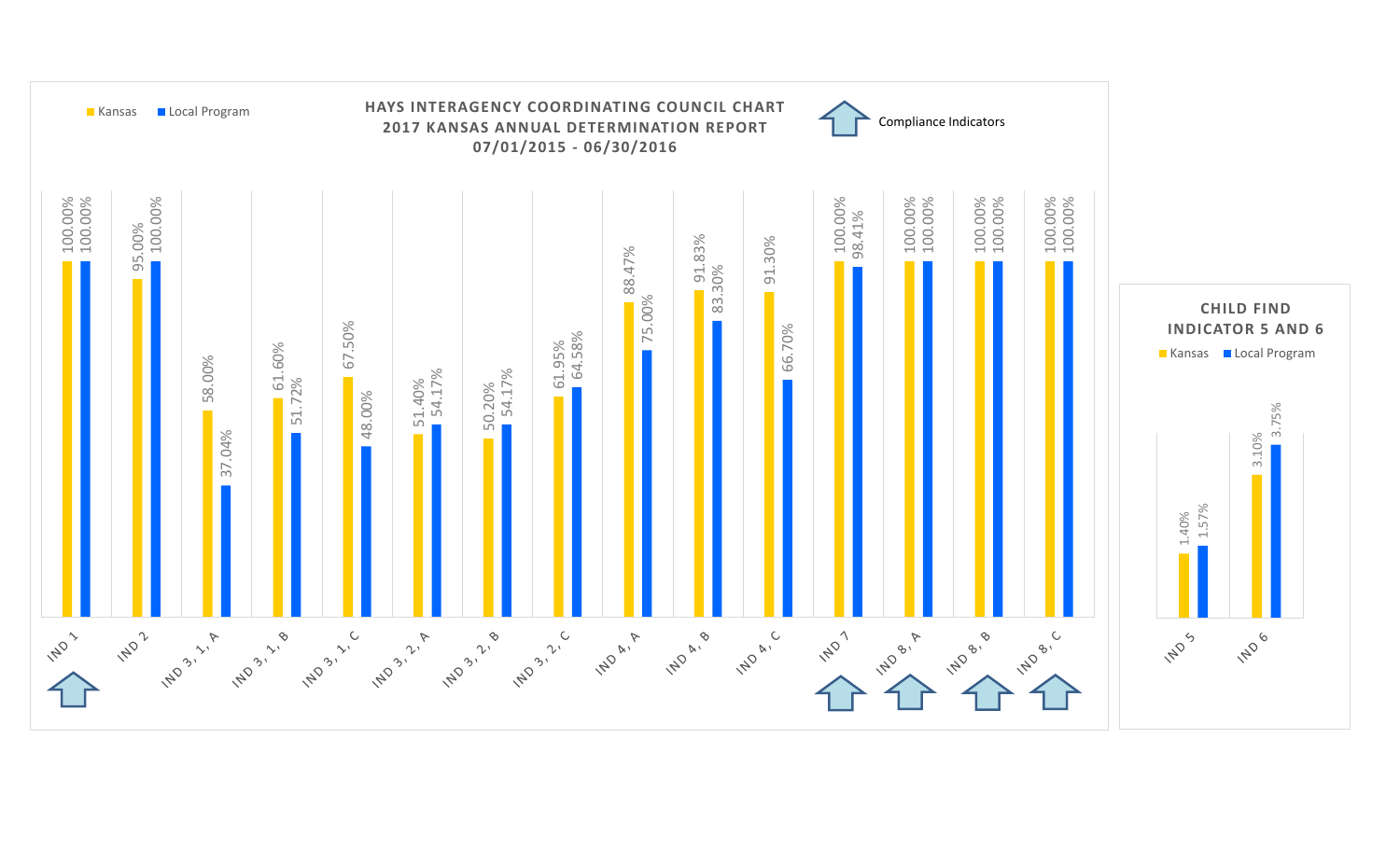HAYS INTERAGENCY COORDINATING COUNCIL CHART
2017 KANSAS ANNUAL DETERMINATION REPORT
07/01/2015 - 06/30/2016

Kansas
Local Program

Compliance Indicators

IND 1: 100.00% 100.00%
IND 2: 95.00% 100.00%
IND 3, 1, A: 58.00% 37.04%
IND 3, 1, B: 61.60% 51.72%
IND 3, 1, C: 67.50% 48.00%
IND 3, 2, A: 51.40% 54.17%
IND 3, 2, B: 50.20% 54.17%
IND 3, 2, C: 61.95% 64.58%
IND 4, A: 88.47% 75.00%
IND 4, B: 91.83% 83.30%
IND 4, C: 91.30% 66.70%
IND 7: 100.00% 98.41%
IND 8, A: 100.00% 100.00%
IND 8, B: 100.00% 100.00%
IND 8, C: 100.00% 100.00%

CHILD FIND INDICATOR 5 AND 6

Kansas
Local Program

IND 5: 1.40% 1.57%
IND 6: 3.10% 3.75%